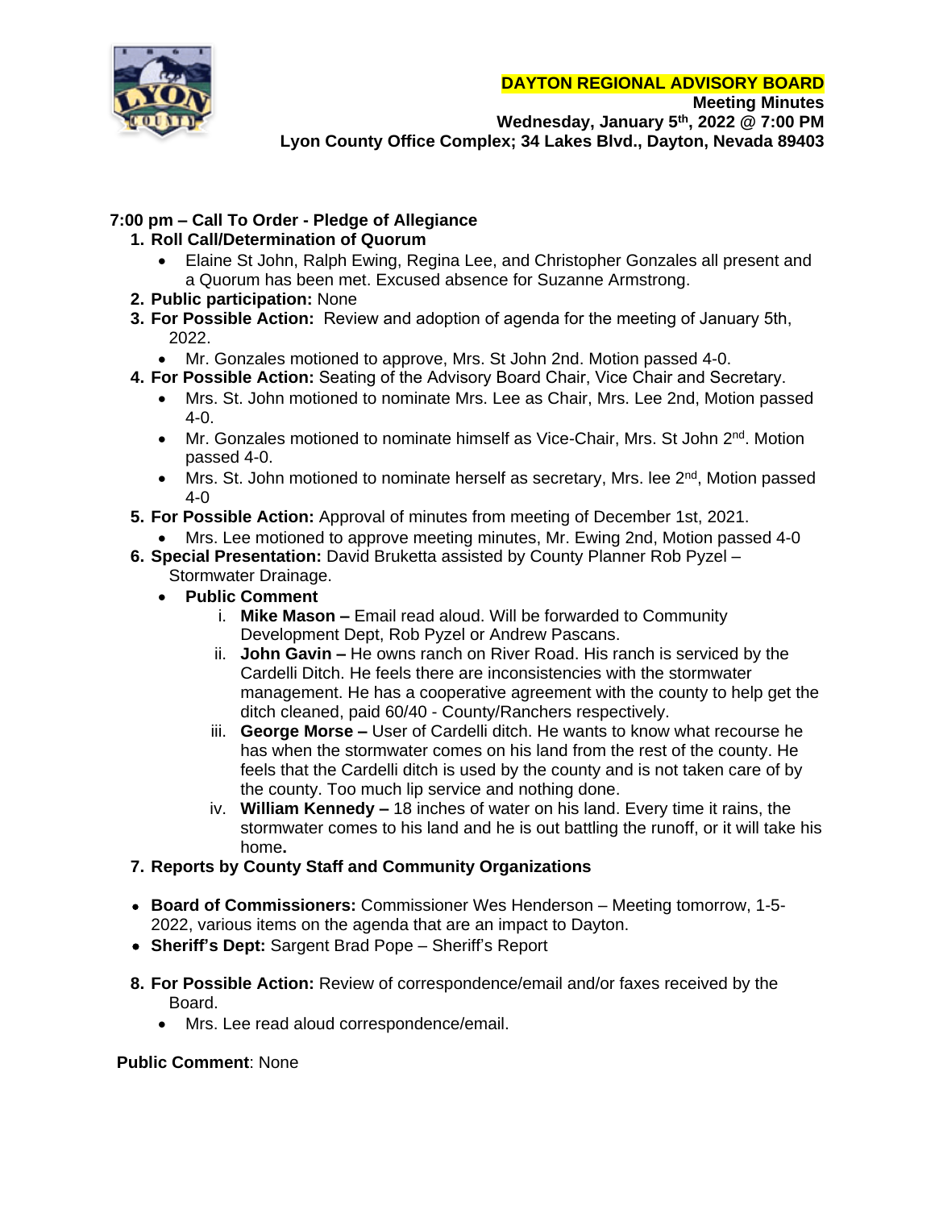# DAYTON REGIONAL ADVISORY BOARD

**Meeting Minutes**
**Wednesday, January 5th, 2022 @ 7:00 PM**
**Lyon County Office Complex; 34 Lakes Blvd., Dayton, Nevada 89403**

**7:00 pm – Call To Order - Pledge of Allegiance**

1. **Roll Call/Determination of Quorum**
   - Elaine St John, Ralph Ewing, Regina Lee, and Christopher Gonzales all present and a Quorum has been met. Excused absence for Suzanne Armstrong.
2. **Public participation:** None
3. **For Possible Action:** Review and adoption of agenda for the meeting of January 5th, 2022.
   - Mr. Gonzales motioned to approve, Mrs. St John 2nd. Motion passed 4-0.
4. **For Possible Action:** Seating of the Advisory Board Chair, Vice Chair and Secretary.
   - Mrs. St. John motioned to nominate Mrs. Lee as Chair, Mrs. Lee 2nd, Motion passed 4-0.
   - Mr. Gonzales motioned to nominate himself as Vice-Chair, Mrs. St John 2nd. Motion passed 4-0.
   - Mrs. St. John motioned to nominate herself as secretary, Mrs. lee 2nd, Motion passed 4-0
5. **For Possible Action:** Approval of minutes from meeting of December 1st, 2021.
   - Mrs. Lee motioned to approve meeting minutes, Mr. Ewing 2nd, Motion passed 4-0
6. **Special Presentation:** David Bruketta assisted by County Planner Rob Pyzel – Stormwater Drainage.
   - **Public Comment**
     1. **Mike Mason –** Email read aloud. Will be forwarded to Community Development Dept, Rob Pyzel or Andrew Pascans.
     2. **John Gavin –** He owns ranch on River Road. His ranch is serviced by the Cardelli Ditch. He feels there are inconsistencies with the stormwater management. He has a cooperative agreement with the county to help get the ditch cleaned, paid 60/40 - County/Ranchers respectively.
     3. **George Morse –** User of Cardelli ditch. He wants to know what recourse he has when the stormwater comes on his land from the rest of the county. He feels that the Cardelli ditch is used by the county and is not taken care of by the county. Too much lip service and nothing done.
     4. **William Kennedy –** 18 inches of water on his land. Every time it rains, the stormwater comes to his land and he is out battling the runoff, or it will take his home**.**
7. **Reports by County Staff and Community Organizations**

- **Board of Commissioners:** Commissioner Wes Henderson – Meeting tomorrow, 1-5-2022, various items on the agenda that are an impact to Dayton.
- **Sheriff's Dept:** Sargent Brad Pope – Sheriff's Report

8. **For Possible Action:** Review of correspondence/email and/or faxes received by the Board.
   - Mrs. Lee read aloud correspondence/email.

**Public Comment**: None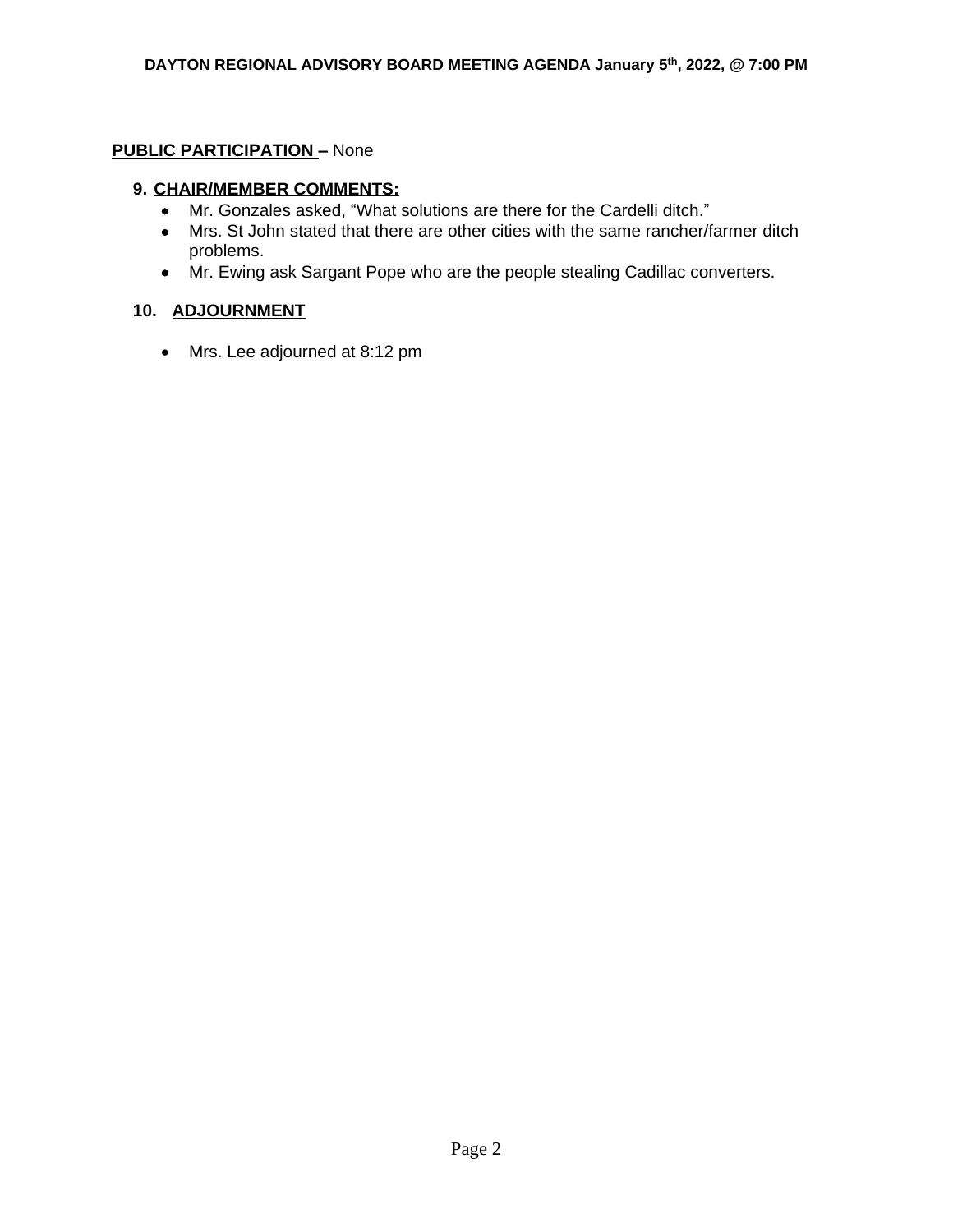**PUBLIC PARTICIPATION –** None

### 9. CHAIR/MEMBER COMMENTS:

- Mr. Gonzales asked, "What solutions are there for the Cardelli ditch."
- Mrs. St John stated that there are other cities with the same rancher/farmer ditch problems.
- Mr. Ewing ask Sargant Pope who are the people stealing Cadillac converters.

### 10. ADJOURNMENT

- Mrs. Lee adjourned at 8:12 pm